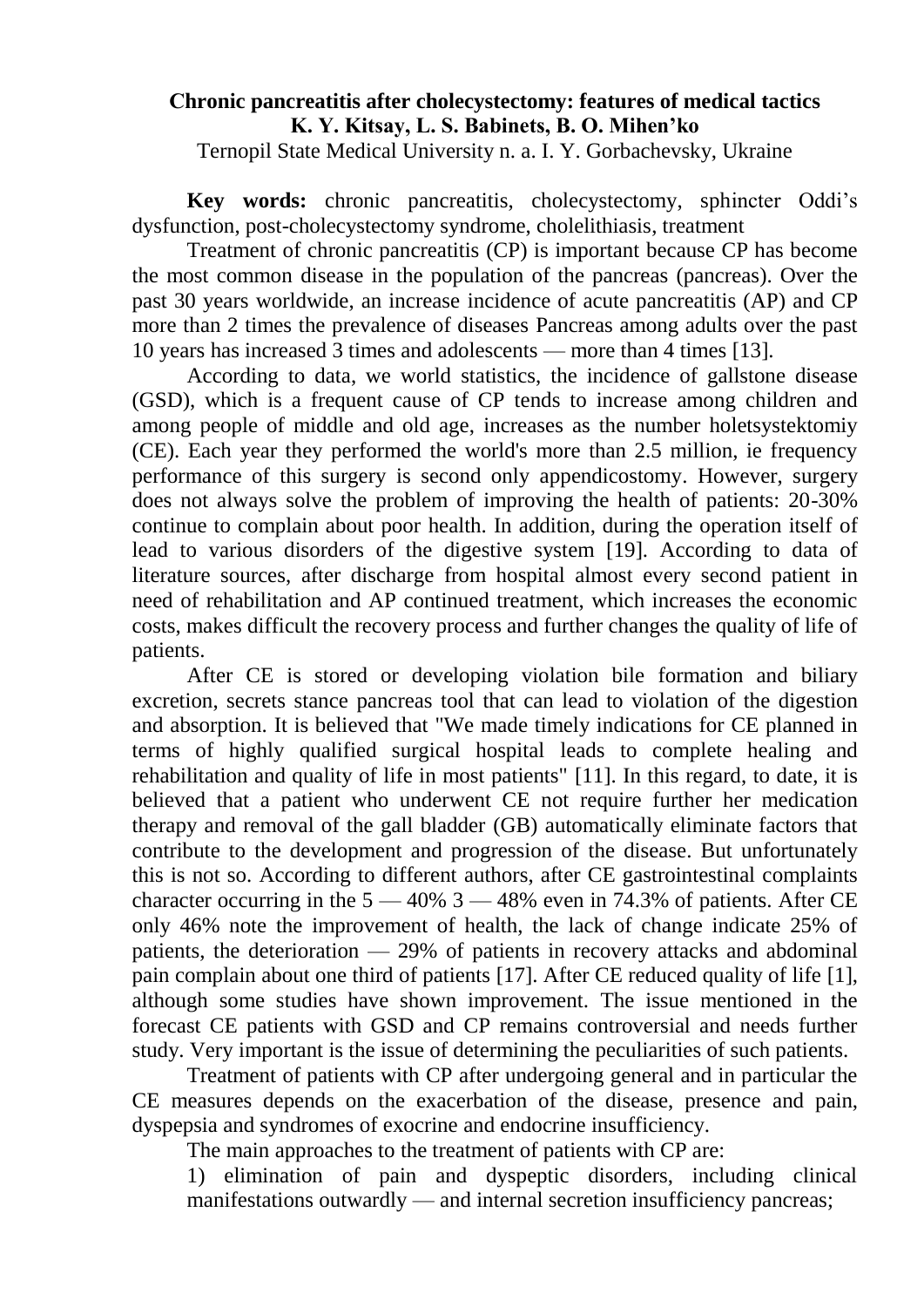# Chronic pancreatitis after cholecystectomy: features of medical tactics

**K. Y. Kitsay, L. S. Babinets, B. O. Mihen'ko**

Ternopil State Medical University n. a. I. Y. Gorbachevsky, Ukraine

**Key words:** chronic pancreatitis, cholecystectomy, sphincter Oddi's dysfunction, post-cholecystectomy syndrome, cholelithiasis, treatment

Treatment of chronic pancreatitis (CP) is important because CP has become the most common disease in the population of the pancreas (pancreas). Over the past 30 years worldwide, an increase incidence of acute pancreatitis (AP) and CP more than 2 times the prevalence of diseases Pancreas among adults over the past 10 years has increased 3 times and adolescents — more than 4 times [13].

According to data, we world statistics, the incidence of gallstone disease (GSD), which is a frequent cause of CP tends to increase among children and among people of middle and old age, increases as the number holetsystektomiy (CE). Each year they performed the world's more than 2.5 million, ie frequency performance of this surgery is second only appendicostomy. However, surgery does not always solve the problem of improving the health of patients: 20-30% continue to complain about poor health. In addition, during the operation itself of lead to various disorders of the digestive system [19]. According to data of literature sources, after discharge from hospital almost every second patient in need of rehabilitation and AP continued treatment, which increases the economic costs, makes difficult the recovery process and further changes the quality of life of patients.

After CE is stored or developing violation bile formation and biliary excretion, secrets stance pancreas tool that can lead to violation of the digestion and absorption. It is believed that "We made timely indications for CE planned in terms of highly qualified surgical hospital leads to complete healing and rehabilitation and quality of life in most patients" [11]. In this regard, to date, it is believed that a patient who underwent CE not require further her medication therapy and removal of the gall bladder (GB) automatically eliminate factors that contribute to the development and progression of the disease. But unfortunately this is not so. According to different authors, after CE gastrointestinal complaints character occurring in the 5 — 40% 3 — 48% even in 74.3% of patients. After CE only 46% note the improvement of health, the lack of change indicate 25% of patients, the deterioration — 29% of patients in recovery attacks and abdominal pain complain about one third of patients [17]. After CE reduced quality of life [1], although some studies have shown improvement. The issue mentioned in the forecast CE patients with GSD and CP remains controversial and needs further study. Very important is the issue of determining the peculiarities of such patients.

Treatment of patients with CP after undergoing general and in particular the CE measures depends on the exacerbation of the disease, presence and pain, dyspepsia and syndromes of exocrine and endocrine insufficiency.

The main approaches to the treatment of patients with CP are:

1) elimination of pain and dyspeptic disorders, including clinical manifestations outwardly — and internal secretion insufficiency pancreas;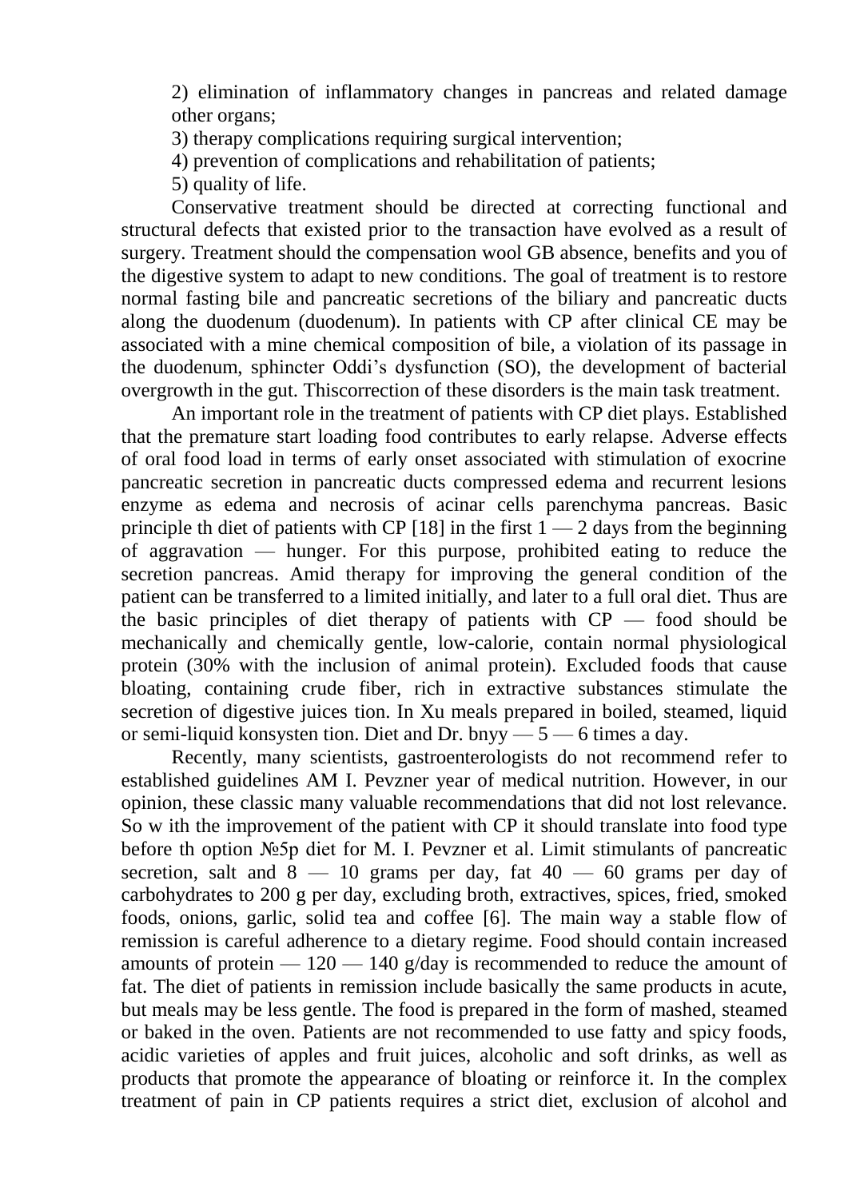2) elimination of inflammatory changes in pancreas and related damage other organs;

3) therapy complications requiring surgical intervention;

4) prevention of complications and rehabilitation of patients;

5) quality of life.

Conservative treatment should be directed at correcting functional and structural defects that existed prior to the transaction have evolved as a result of surgery. Treatment should the compensation wool GB absence, benefits and you of the digestive system to adapt to new conditions. The goal of treatment is to restore normal fasting bile and pancreatic secretions of the biliary and pancreatic ducts along the duodenum (duodenum). In patients with CP after clinical CE may be associated with a mine chemical composition of bile, a violation of its passage in the duodenum, sphincter Oddi's dysfunction (SO), the development of bacterial overgrowth in the gut. Thiscorrection of these disorders is the main task treatment.

An important role in the treatment of patients with CP diet plays. Established that the premature start loading food contributes to early relapse. Adverse effects of oral food load in terms of early onset associated with stimulation of exocrine pancreatic secretion in pancreatic ducts compressed edema and recurrent lesions enzyme as edema and necrosis of acinar cells parenchyma pancreas. Basic principle th diet of patients with CP [18] in the first 1 — 2 days from the beginning of aggravation — hunger. For this purpose, prohibited eating to reduce the secretion pancreas. Amid therapy for improving the general condition of the patient can be transferred to a limited initially, and later to a full oral diet. Thus are the basic principles of diet therapy of patients with CP — food should be mechanically and chemically gentle, low-calorie, contain normal physiological protein (30% with the inclusion of animal protein). Excluded foods that cause bloating, containing crude fiber, rich in extractive substances stimulate the secretion of digestive juices tion. In Xu meals prepared in boiled, steamed, liquid or semi-liquid konsysten tion. Diet and Dr. bnyy — 5 — 6 times a day.

Recently, many scientists, gastroenterologists do not recommend refer to established guidelines AM I. Pevzner year of medical nutrition. However, in our opinion, these classic many valuable recommendations that did not lost relevance. So w ith the improvement of the patient with CP it should translate into food type before th option №5p diet for M. I. Pevzner et al. Limit stimulants of pancreatic secretion, salt and 8 — 10 grams per day, fat 40 — 60 grams per day of carbohydrates to 200 g per day, excluding broth, extractives, spices, fried, smoked foods, onions, garlic, solid tea and coffee [6]. The main way a stable flow of remission is careful adherence to a dietary regime. Food should contain increased amounts of protein — 120 — 140 g/day is recommended to reduce the amount of fat. The diet of patients in remission include basically the same products in acute, but meals may be less gentle. The food is prepared in the form of mashed, steamed or baked in the oven. Patients are not recommended to use fatty and spicy foods, acidic varieties of apples and fruit juices, alcoholic and soft drinks, as well as products that promote the appearance of bloating or reinforce it. In the complex treatment of pain in CP patients requires a strict diet, exclusion of alcohol and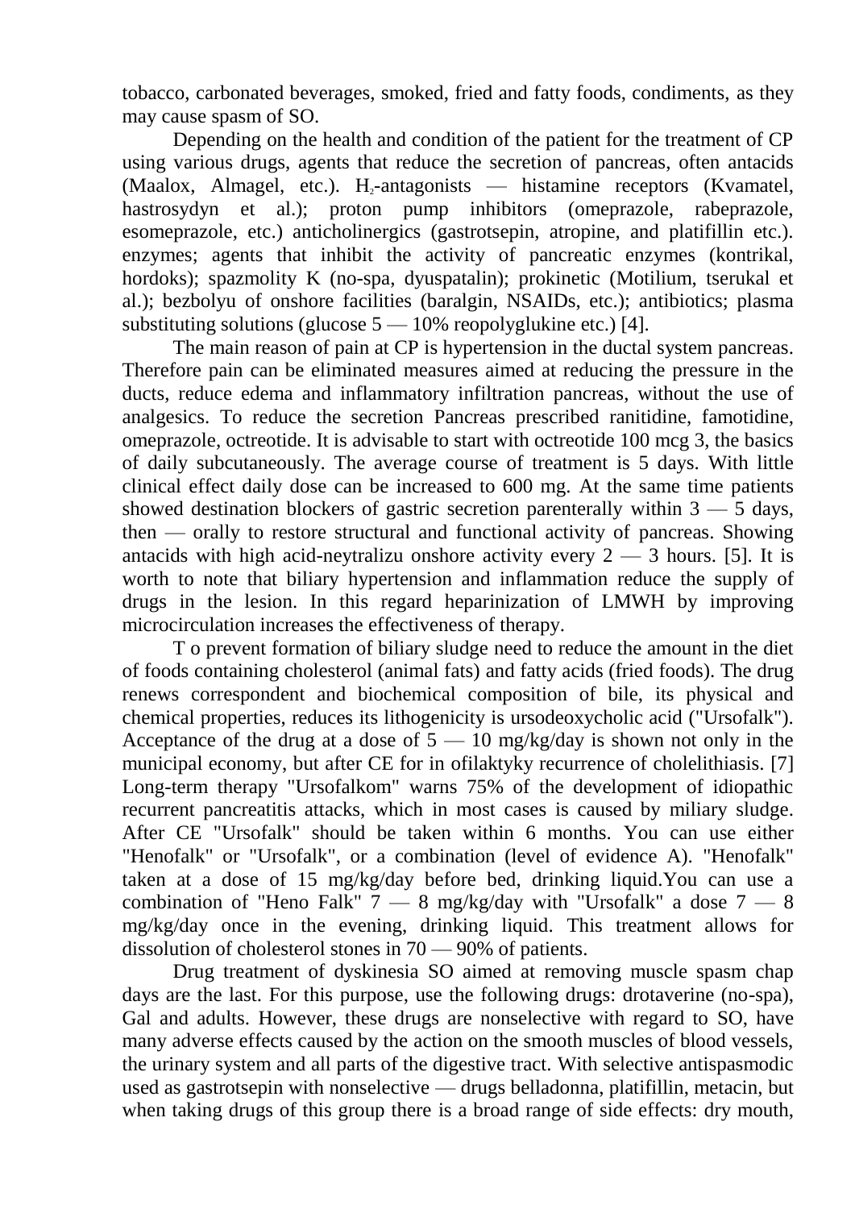tobacco, carbonated beverages, smoked, fried and fatty foods, condiments, as they may cause spasm of SO.

Depending on the health and condition of the patient for the treatment of CP using various drugs, agents that reduce the secretion of pancreas, often antacids (Maalox, Almagel, etc.). $H_2$-antagonists — histamine receptors (Kvamatel, hastrosydyn et al.); proton pump inhibitors (omeprazole, rabeprazole, esomeprazole, etc.) anticholinergics (gastrotsepin, atropine, and platifillin etc.). enzymes; agents that inhibit the activity of pancreatic enzymes (kontrikal, hordoks); spazmolity K (no-spa, dyuspatalin); prokinetic (Motilium, tserukal et al.); bezbolyu of onshore facilities (baralgin, NSAIDs, etc.); antibiotics; plasma substituting solutions (glucose 5 — 10% reopolyglukine etc.) [4].

The main reason of pain at CP is hypertension in the ductal system pancreas. Therefore pain can be eliminated measures aimed at reducing the pressure in the ducts, reduce edema and inflammatory infiltration pancreas, without the use of analgesics. To reduce the secretion Pancreas prescribed ranitidine, famotidine, omeprazole, octreotide. It is advisable to start with octreotide 100 mcg 3, the basics of daily subcutaneously. The average course of treatment is 5 days. With little clinical effect daily dose can be increased to 600 mg. At the same time patients showed destination blockers of gastric secretion parenterally within 3 — 5 days, then — orally to restore structural and functional activity of pancreas. Showing antacids with high acid-neytralizu onshore activity every 2 — 3 hours. [5]. It is worth to note that biliary hypertension and inflammation reduce the supply of drugs in the lesion. In this regard heparinization of LMWH by improving microcirculation increases the effectiveness of therapy.

T o prevent formation of biliary sludge need to reduce the amount in the diet of foods containing cholesterol (animal fats) and fatty acids (fried foods). The drug renews correspondent and biochemical composition of bile, its physical and chemical properties, reduces its lithogenicity is ursodeoxycholic acid ("Ursofalk"). Acceptance of the drug at a dose of 5 — 10 mg/kg/day is shown not only in the municipal economy, but after CE for in ofilaktyky recurrence of cholelithiasis. [7] Long-term therapy "Ursofalkom" warns 75% of the development of idiopathic recurrent pancreatitis attacks, which in most cases is caused by miliary sludge. After CE "Ursofalk" should be taken within 6 months. You can use either "Henofalk" or "Ursofalk", or a combination (level of evidence A). "Henofalk" taken at a dose of 15 mg/kg/day before bed, drinking liquid.You can use a combination of "Heno Falk" 7 — 8 mg/kg/day with "Ursofalk" a dose 7 — 8 mg/kg/day once in the evening, drinking liquid. This treatment allows for dissolution of cholesterol stones in 70 — 90% of patients.

Drug treatment of dyskinesia SO aimed at removing muscle spasm chap days are the last. For this purpose, use the following drugs: drotaverine (no-spa), Gal and adults. However, these drugs are nonselective with regard to SO, have many adverse effects caused by the action on the smooth muscles of blood vessels, the urinary system and all parts of the digestive tract. With selective antispasmodic used as gastrotsepin with nonselective — drugs belladonna, platifillin, metacin, but when taking drugs of this group there is a broad range of side effects: dry mouth,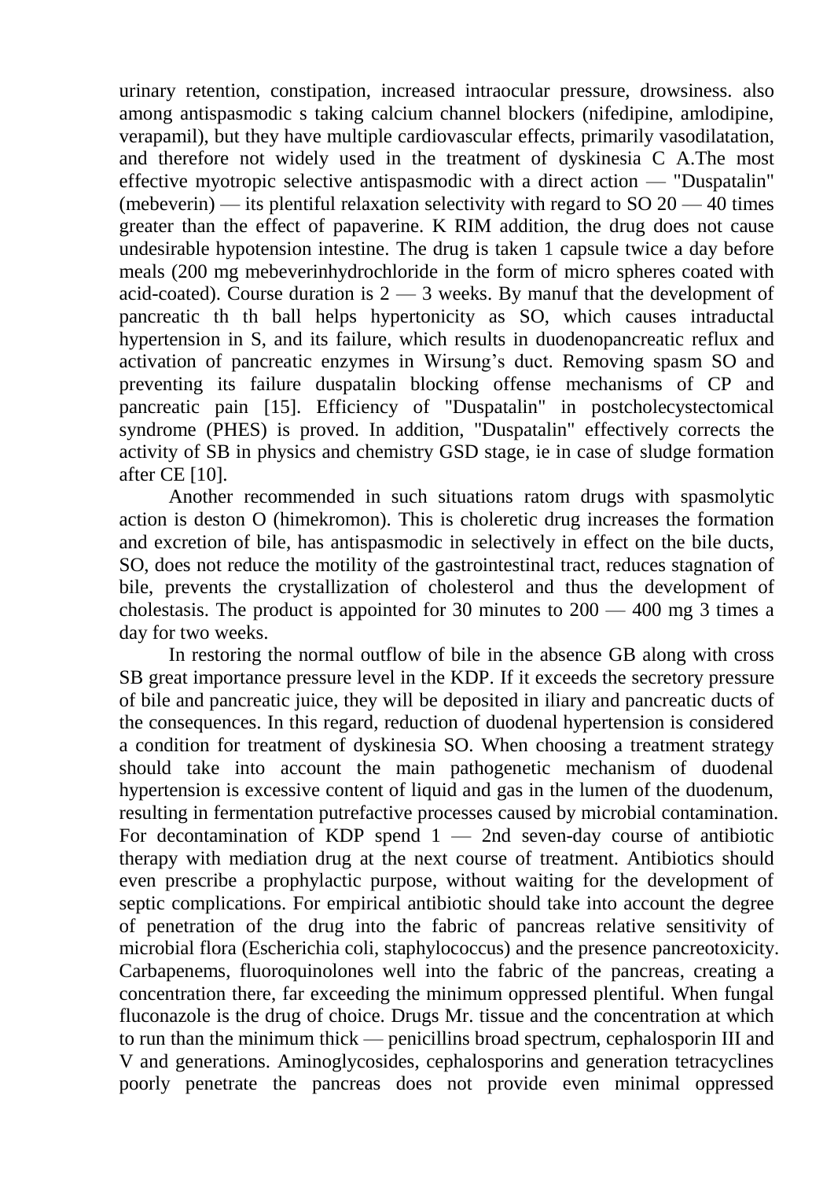urinary retention, constipation, increased intraocular pressure, drowsiness. also among antispasmodic s taking calcium channel blockers (nifedipine, amlodipine, verapamil), but they have multiple cardiovascular effects, primarily vasodilatation, and therefore not widely used in the treatment of dyskinesia C A.The most effective myotropic selective antispasmodic with a direct action — "Duspatalin" (mebeverin) — its plentiful relaxation selectivity with regard to SO 20 — 40 times greater than the effect of papaverine. K RIM addition, the drug does not cause undesirable hypotension intestine. The drug is taken 1 capsule twice a day before meals (200 mg mebeverinhydrochloride in the form of micro spheres coated with acid-coated). Course duration is 2 — 3 weeks. By manuf that the development of pancreatic th th ball helps hypertonicity as SO, which causes intraductal hypertension in S, and its failure, which results in duodenopancreatic reflux and activation of pancreatic enzymes in Wirsung's duct. Removing spasm SO and preventing its failure duspatalin blocking offense mechanisms of CP and pancreatic pain [15]. Efficiency of "Duspatalin" in postcholecystectomical syndrome (PHES) is proved. In addition, "Duspatalin" effectively corrects the activity of SB in physics and chemistry GSD stage, ie in case of sludge formation after CE [10].

Another recommended in such situations ratom drugs with spasmolytic action is deston O (himekromon). This is choleretic drug increases the formation and excretion of bile, has antispasmodic in selectively in effect on the bile ducts, SO, does not reduce the motility of the gastrointestinal tract, reduces stagnation of bile, prevents the crystallization of cholesterol and thus the development of cholestasis. The product is appointed for 30 minutes to 200 — 400 mg 3 times a day for two weeks.

In restoring the normal outflow of bile in the absence GB along with cross SB great importance pressure level in the KDP. If it exceeds the secretory pressure of bile and pancreatic juice, they will be deposited in iliary and pancreatic ducts of the consequences. In this regard, reduction of duodenal hypertension is considered a condition for treatment of dyskinesia SO. When choosing a treatment strategy should take into account the main pathogenetic mechanism of duodenal hypertension is excessive content of liquid and gas in the lumen of the duodenum, resulting in fermentation putrefactive processes caused by microbial contamination. For decontamination of KDP spend 1 — 2nd seven-day course of antibiotic therapy with mediation drug at the next course of treatment. Antibiotics should even prescribe a prophylactic purpose, without waiting for the development of septic complications. For empirical antibiotic should take into account the degree of penetration of the drug into the fabric of pancreas relative sensitivity of microbial flora (Escherichia coli, staphylococcus) and the presence pancreotoxicity. Carbapenems, fluoroquinolones well into the fabric of the pancreas, creating a concentration there, far exceeding the minimum oppressed plentiful. When fungal fluconazole is the drug of choice. Drugs Mr. tissue and the concentration at which to run than the minimum thick — penicillins broad spectrum, cephalosporin III and V and generations. Aminoglycosides, cephalosporins and generation tetracyclines poorly penetrate the pancreas does not provide even minimal oppressed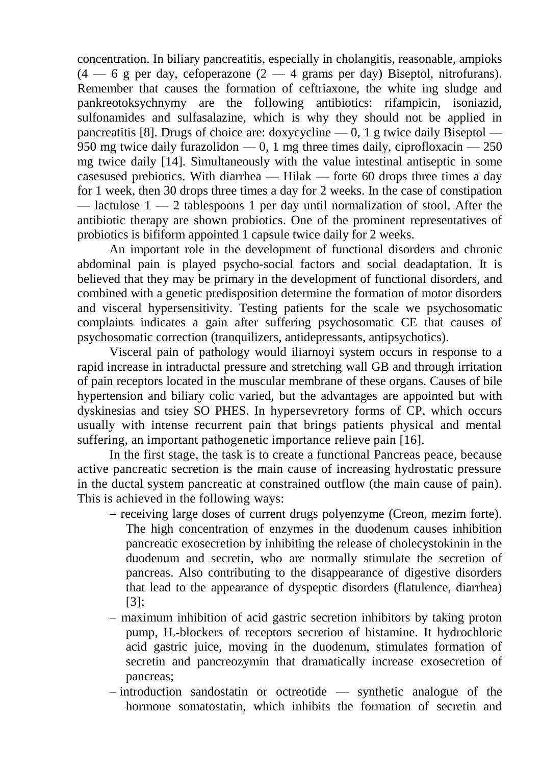concentration. In biliary pancreatitis, especially in cholangitis, reasonable, ampioks (4 — 6 g per day, cefoperazone (2 — 4 grams per day) Biseptol, nitrofurans). Remember that causes the formation of ceftriaxone, the white ing sludge and pankreotoksychnymy are the following antibiotics: rifampicin, isoniazid, sulfonamides and sulfasalazine, which is why they should not be applied in pancreatitis [8]. Drugs of choice are: doxycycline — 0, 1 g twice daily Biseptol — 950 mg twice daily furazolidon — 0, 1 mg three times daily, ciprofloxacin — 250 mg twice daily [14]. Simultaneously with the value intestinal antiseptic in some casesused prebiotics. With diarrhea — Hilak — forte 60 drops three times a day for 1 week, then 30 drops three times a day for 2 weeks. In the case of constipation — lactulose 1 — 2 tablespoons 1 per day until normalization of stool. After the antibiotic therapy are shown probiotics. One of the prominent representatives of probiotics is bifiform appointed 1 capsule twice daily for 2 weeks.

An important role in the development of functional disorders and chronic abdominal pain is played psycho-social factors and social deadaptation. It is believed that they may be primary in the development of functional disorders, and combined with a genetic predisposition determine the formation of motor disorders and visceral hypersensitivity. Testing patients for the scale we psychosomatic complaints indicates a gain after suffering psychosomatic CE that causes of psychosomatic correction (tranquilizers, antidepressants, antipsychotics).

Visceral pain of pathology would iliarnoyi system occurs in response to a rapid increase in intraductal pressure and stretching wall GB and through irritation of pain receptors located in the muscular membrane of these organs. Causes of bile hypertension and biliary colic varied, but the advantages are appointed but with dyskinesias and tsiey SO PHES. In hypersevretory forms of CP, which occurs usually with intense recurrent pain that brings patients physical and mental suffering, an important pathogenetic importance relieve pain [16].

In the first stage, the task is to create a functional Pancreas peace, because active pancreatic secretion is the main cause of increasing hydrostatic pressure in the ductal system pancreatic at constrained outflow (the main cause of pain). This is achieved in the following ways:

- receiving large doses of current drugs polyenzyme (Creon, mezim forte). The high concentration of enzymes in the duodenum causes inhibition pancreatic exosecretion by inhibiting the release of cholecystokinin in the duodenum and secretin, who are normally stimulate the secretion of pancreas. Also contributing to the disappearance of digestive disorders that lead to the appearance of dyspeptic disorders (flatulence, diarrhea) [3];
- maximum inhibition of acid gastric secretion inhibitors by taking proton pump, $H_2$-blockers of receptors secretion of histamine. It hydrochloric acid gastric juice, moving in the duodenum, stimulates formation of secretin and pancreozymin that dramatically increase exosecretion of pancreas;
- introduction sandostatin or octreotide — synthetic analogue of the hormone somatostatin, which inhibits the formation of secretin and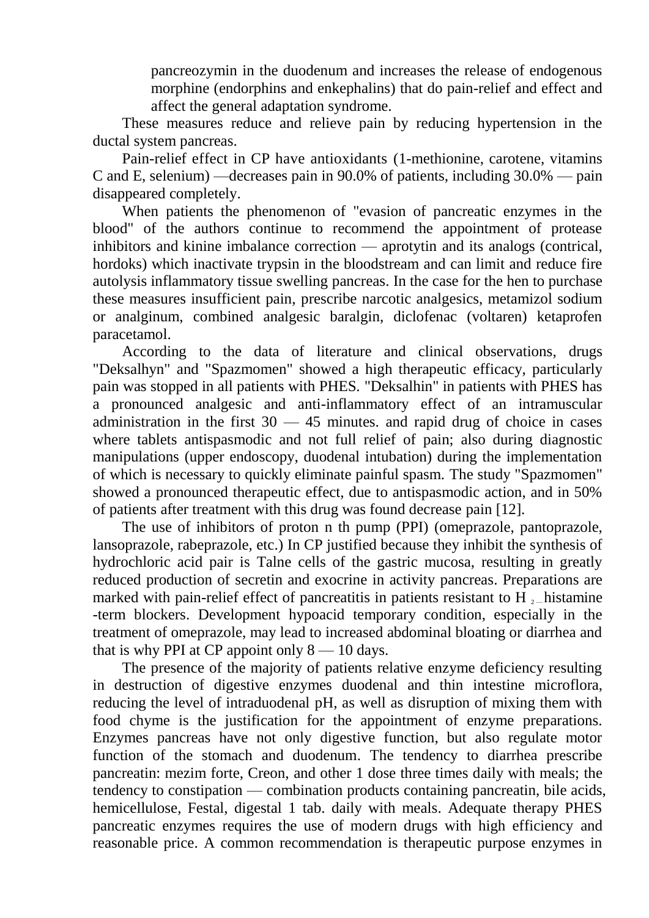pancreozymin in the duodenum and increases the release of endogenous morphine (endorphins and enkephalins) that do pain-relief and effect and affect the general adaptation syndrome.

These measures reduce and relieve pain by reducing hypertension in the ductal system pancreas.

Pain-relief effect in CP have antioxidants (1-methionine, carotene, vitamins C and E, selenium) —decreases pain in 90.0% of patients, including 30.0% — pain disappeared completely.

When patients the phenomenon of "evasion of pancreatic enzymes in the blood" of the authors continue to recommend the appointment of protease inhibitors and kinine imbalance correction — aprotytin and its analogs (contrical, hordoks) which inactivate trypsin in the bloodstream and can limit and reduce fire autolysis inflammatory tissue swelling pancreas. In the case for the hen to purchase these measures insufficient pain, prescribe narcotic analgesics, metamizol sodium or analginum, combined analgesic baralgin, diclofenac (voltaren) ketaprofen paracetamol.

According to the data of literature and clinical observations, drugs "Deksalhyn" and "Spazmomen" showed a high therapeutic efficacy, particularly pain was stopped in all patients with PHES. "Deksalhin" in patients with PHES has a pronounced analgesic and anti-inflammatory effect of an intramuscular administration in the first 30 — 45 minutes. and rapid drug of choice in cases where tablets antispasmodic and not full relief of pain; also during diagnostic manipulations (upper endoscopy, duodenal intubation) during the implementation of which is necessary to quickly eliminate painful spasm. The study "Spazmomen" showed a pronounced therapeutic effect, due to antispasmodic action, and in 50% of patients after treatment with this drug was found decrease pain [12].

The use of inhibitors of proton n th pump (PPI) (omeprazole, pantoprazole, lansoprazole, rabeprazole, etc.) In CP justified because they inhibit the synthesis of hydrochloric acid pair is Talne cells of the gastric mucosa, resulting in greatly reduced production of secretin and exocrine in activity pancreas. Preparations are marked with pain-relief effect of pancreatitis in patients resistant to $H_2$ histamine -term blockers. Development hypoacid temporary condition, especially in the treatment of omeprazole, may lead to increased abdominal bloating or diarrhea and that is why PPI at CP appoint only 8 — 10 days.

The presence of the majority of patients relative enzyme deficiency resulting in destruction of digestive enzymes duodenal and thin intestine microflora, reducing the level of intraduodenal pH, as well as disruption of mixing them with food chyme is the justification for the appointment of enzyme preparations. Enzymes pancreas have not only digestive function, but also regulate motor function of the stomach and duodenum. The tendency to diarrhea prescribe pancreatin: mezim forte, Creon, and other 1 dose three times daily with meals; the tendency to constipation — combination products containing pancreatin, bile acids, hemicellulose, Festal, digestal 1 tab. daily with meals. Adequate therapy PHES pancreatic enzymes requires the use of modern drugs with high efficiency and reasonable price. A common recommendation is therapeutic purpose enzymes in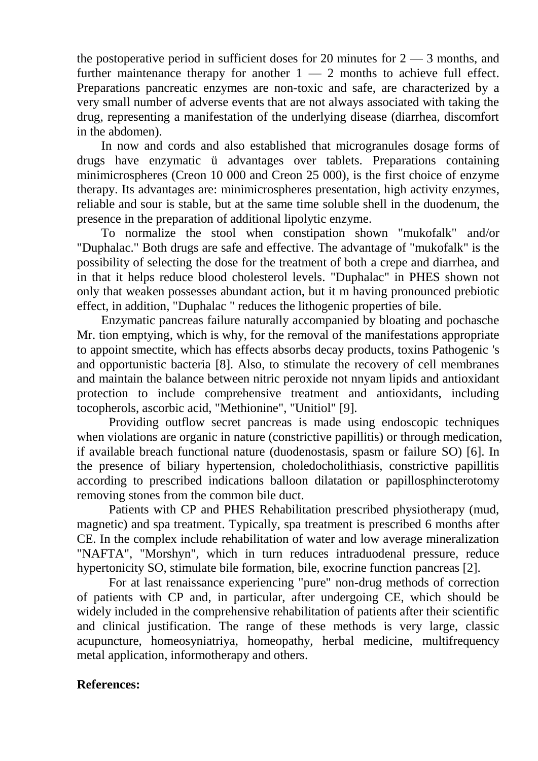the postoperative period in sufficient doses for 20 minutes for 2 — 3 months, and further maintenance therapy for another 1 — 2 months to achieve full effect. Preparations pancreatic enzymes are non-toxic and safe, are characterized by a very small number of adverse events that are not always associated with taking the drug, representing a manifestation of the underlying disease (diarrhea, discomfort in the abdomen).

In now and cords and also established that microgranules dosage forms of drugs have enzymatic ü advantages over tablets. Preparations containing minimicrospheres (Creon 10 000 and Creon 25 000), is the first choice of enzyme therapy. Its advantages are: minimicrospheres presentation, high activity enzymes, reliable and sour is stable, but at the same time soluble shell in the duodenum, the presence in the preparation of additional lipolytic enzyme.

To normalize the stool when constipation shown "mukofalk" and/or "Duphalac." Both drugs are safe and effective. The advantage of "mukofalk" is the possibility of selecting the dose for the treatment of both a crepe and diarrhea, and in that it helps reduce blood cholesterol levels. "Duphalac" in PHES shown not only that weaken possesses abundant action, but it m having pronounced prebiotic effect, in addition, "Duphalac " reduces the lithogenic properties of bile.

Enzymatic pancreas failure naturally accompanied by bloating and pochasche Mr. tion emptying, which is why, for the removal of the manifestations appropriate to appoint smectite, which has effects absorbs decay products, toxins Pathogenic 's and opportunistic bacteria [8]. Also, to stimulate the recovery of cell membranes and maintain the balance between nitric peroxide not nnyam lipids and antioxidant protection to include comprehensive treatment and antioxidants, including tocopherols, ascorbic acid, "Methionine", "Unitiol" [9].

Providing outflow secret pancreas is made using endoscopic techniques when violations are organic in nature (constrictive papillitis) or through medication, if available breach functional nature (duodenostasis, spasm or failure SO) [6]. In the presence of biliary hypertension, choledocholithiasis, constrictive papillitis according to prescribed indications balloon dilatation or papillosphincterotomy removing stones from the common bile duct.

Patients with CP and PHES Rehabilitation prescribed physiotherapy (mud, magnetic) and spa treatment. Typically, spa treatment is prescribed 6 months after CE. In the complex include rehabilitation of water and low average mineralization "NAFTA", "Morshyn", which in turn reduces intraduodenal pressure, reduce hypertonicity SO, stimulate bile formation, bile, exocrine function pancreas [2].

For at last renaissance experiencing "pure" non-drug methods of correction of patients with CP and, in particular, after undergoing CE, which should be widely included in the comprehensive rehabilitation of patients after their scientific and clinical justification. The range of these methods is very large, classic acupuncture, homeosyniatriya, homeopathy, herbal medicine, multifrequency metal application, informotherapy and others.

**References:**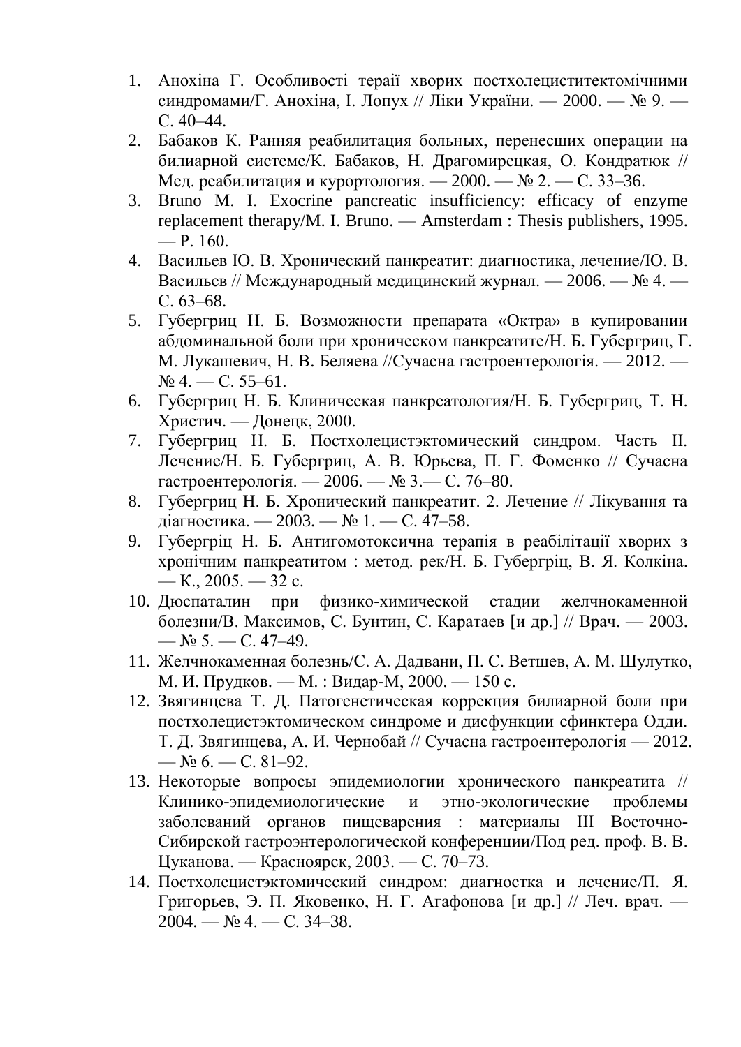1. Анохіна Г. Особливості тераї хворих постхолециститектомічними синдромами/Г. Анохіна, І. Лопух // Ліки України. — 2000. — № 9. — С. 40–44.
2. Бабаков К. Ранняя реабилитация больных, перенесших операции на билиарной системе/К. Бабаков, Н. Драгомирецкая, О. Кондратюк // Мед. реабилитация и курортология. — 2000. — № 2. — С. 33–36.
3. Bruno M. I. Exocrine pancreatic insufficiency: efficacy of enzyme replacement therapy/M. I. Bruno. — Amsterdam : Thesis publishers, 1995. — P. 160.
4. Васильев Ю. В. Хронический панкреатит: диагностика, лечение/Ю. В. Васильев // Международный медицинский журнал. — 2006. — № 4. — С. 63–68.
5. Губергриц Н. Б. Возможности препарата «Октра» в купировании абдоминальной боли при хроническом панкреатите/Н. Б. Губергриц, Г. М. Лукашевич, Н. В. Беляева //Сучасна гастроентерологія. — 2012. — № 4. — С. 55–61.
6. Губергриц Н. Б. Клиническая панкреатология/Н. Б. Губергриц, Т. Н. Христич. — Донецк, 2000.
7. Губергриц Н. Б. Постхолецистэктомический синдром. Часть II. Лечение/Н. Б. Губергриц, А. В. Юрьева, П. Г. Фоменко // Сучасна гастроентерологія. — 2006. — № 3.— С. 76–80.
8. Губергриц Н. Б. Хронический панкреатит. 2. Лечение // Лікування та діагностика. — 2003. — № 1. — С. 47–58.
9. Губергріц Н. Б. Антигомотоксична терапія в реабілітації хворих з хронічним панкреатитом : метод. рек/Н. Б. Губергріц, В. Я. Колкіна. — К., 2005. — 32 с.
10. Дюспаталин при физико-химической стадии желчнокаменной болезни/В. Максимов, С. Бунтин, С. Каратаев [и др.] // Врач. — 2003. — № 5. — С. 47–49.
11. Желчнокаменная болезнь/С. А. Дадвани, П. С. Ветшев, А. М. Шулутко, М. И. Прудков. — М. : Видар-М, 2000. — 150 с.
12. Звягинцева Т. Д. Патогенетическая коррекция билиарной боли при постхолецистэктомическом синдроме и дисфункции сфинктера Одди. Т. Д. Звягинцева, А. И. Чернобай // Сучасна гастроентерологія — 2012. — № 6. — С. 81–92.
13. Некоторые вопросы эпидемиологии хронического панкреатита // Клинико-эпидемиологические и этно-экологические проблемы заболеваний органов пищеварения : материалы III Восточно-Сибирской гастроэнтерологической конференции/Под ред. проф. В. В. Цуканова. — Красноярск, 2003. — С. 70–73.
14. Постхолецистэктомический синдром: диагностка и лечение/П. Я. Григорьев, Э. П. Яковенко, Н. Г. Агафонова [и др.] // Леч. врач. — 2004. — № 4. — С. 34–38.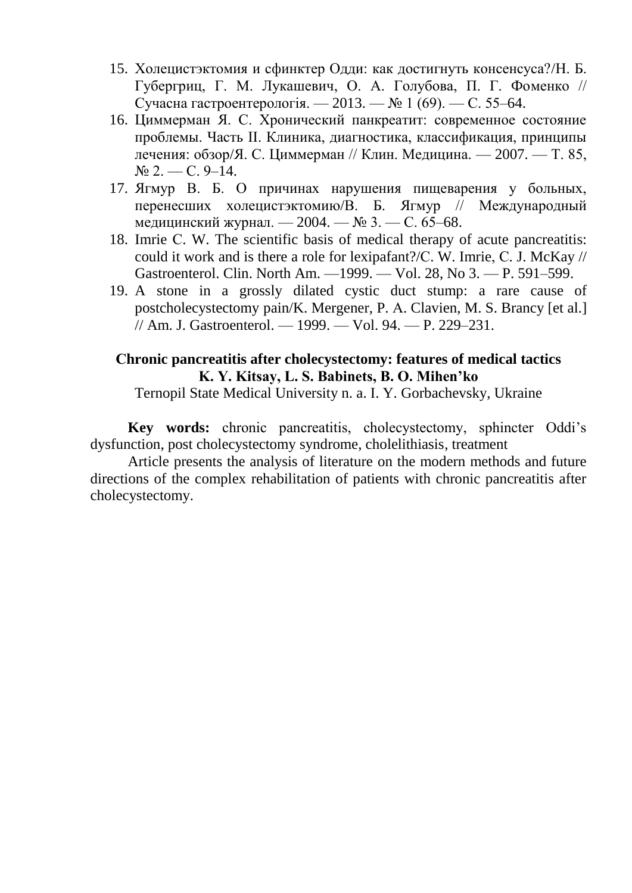15. Холецистэктомия и сфинктер Одди: как достигнуть консенсуса?/Н. Б. Губергриц, Г. М. Лукашевич, О. А. Голубова, П. Г. Фоменко // Сучасна гастроентерологія. — 2013. — № 1 (69). — С. 55–64.
16. Циммерман Я. С. Хронический панкреатит: современное состояние проблемы. Часть II. Клиника, диагностика, классификация, принципы лечения: обзор/Я. С. Циммерман // Клин. Медицина. — 2007. — Т. 85, № 2. — С. 9–14.
17. Ягмур В. Б. О причинах нарушения пищеварения у больных, перенесших холецистэктомию/В. Б. Ягмур // Международный медицинский журнал. — 2004. — № 3. — С. 65–68.
18. Imrie C. W. The scientific basis of medical therapy of acute pancreatitis: could it work and is there a role for lexipafant?/C. W. Imrie, C. J. McKay // Gastroenterol. Clin. North Am. —1999. — Vol. 28, No 3. — P. 591–599.
19. A stone in a grossly dilated cystic duct stump: a rare cause of postcholecystectomy pain/K. Mergener, P. A. Clavien, M. S. Brancy [et al.] // Am. J. Gastroenterol. — 1999. — Vol. 94. — P. 229–231.

## Chronic pancreatitis after cholecystectomy: features of medical tactics

**K. Y. Kitsay, L. S. Babinets, B. O. Mihen'ko**

Ternopil State Medical University n. a. I. Y. Gorbachevsky, Ukraine

**Key words:** chronic pancreatitis, cholecystectomy, sphincter Oddi's dysfunction, post cholecystectomy syndrome, cholelithiasis, treatment

Article presents the analysis of literature on the modern methods and future directions of the complex rehabilitation of patients with chronic pancreatitis after cholecystectomy.